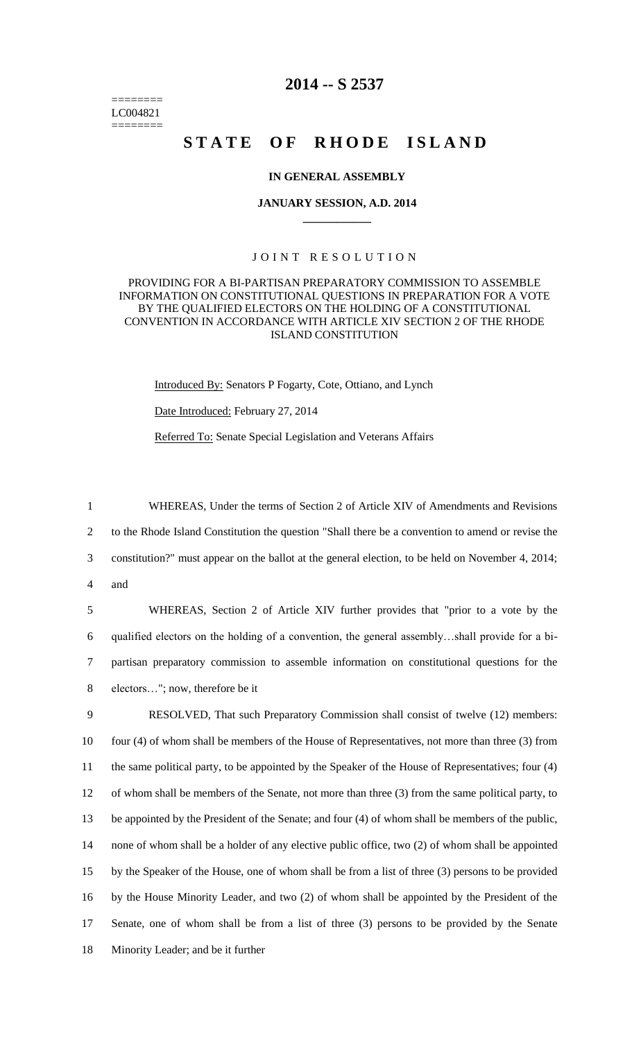========
LC004821
========

# 2014 -- S 2537

# S T A T E O F R H O D E I S L A N D

### IN GENERAL ASSEMBLY

### JANUARY SESSION, A.D. 2014

\_\_\_\_\_\_\_\_\_\_\_\_

J O I N T R E S O L U T I O N

PROVIDING FOR A BI-PARTISAN PREPARATORY COMMISSION TO ASSEMBLE INFORMATION ON CONSTITUTIONAL QUESTIONS IN PREPARATION FOR A VOTE BY THE QUALIFIED ELECTORS ON THE HOLDING OF A CONSTITUTIONAL CONVENTION IN ACCORDANCE WITH ARTICLE XIV SECTION 2 OF THE RHODE ISLAND CONSTITUTION

Introduced By: Senators P Fogarty, Cote, Ottiano, and Lynch

Date Introduced: February 27, 2014

Referred To: Senate Special Legislation and Veterans Affairs

1 WHEREAS, Under the terms of Section 2 of Article XIV of Amendments and Revisions
2 to the Rhode Island Constitution the question "Shall there be a convention to amend or revise the
3 constitution?" must appear on the ballot at the general election, to be held on November 4, 2014;
4 and

5 WHEREAS, Section 2 of Article XIV further provides that "prior to a vote by the
6 qualified electors on the holding of a convention, the general assembly…shall provide for a bi-
7 partisan preparatory commission to assemble information on constitutional questions for the
8 electors…"; now, therefore be it

9 RESOLVED, That such Preparatory Commission shall consist of twelve (12) members:
10 four (4) of whom shall be members of the House of Representatives, not more than three (3) from
11 the same political party, to be appointed by the Speaker of the House of Representatives; four (4)
12 of whom shall be members of the Senate, not more than three (3) from the same political party, to
13 be appointed by the President of the Senate; and four (4) of whom shall be members of the public,
14 none of whom shall be a holder of any elective public office, two (2) of whom shall be appointed
15 by the Speaker of the House, one of whom shall be from a list of three (3) persons to be provided
16 by the House Minority Leader, and two (2) of whom shall be appointed by the President of the
17 Senate, one of whom shall be from a list of three (3) persons to be provided by the Senate
18 Minority Leader; and be it further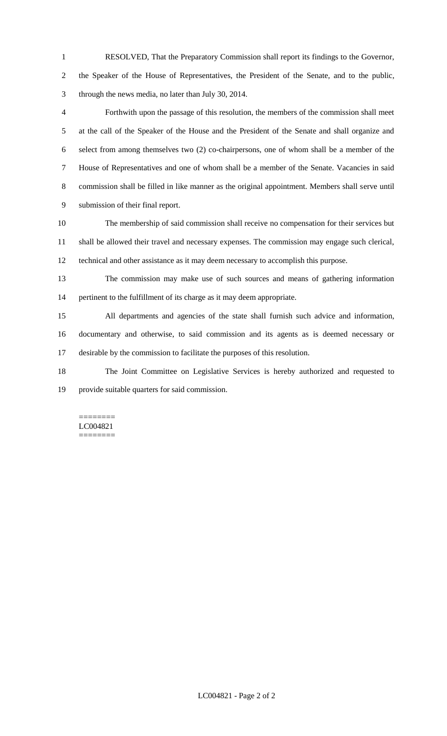RESOLVED, That the Preparatory Commission shall report its findings to the Governor, the Speaker of the House of Representatives, the President of the Senate, and to the public, through the news media, no later than July 30, 2014.

Forthwith upon the passage of this resolution, the members of the commission shall meet at the call of the Speaker of the House and the President of the Senate and shall organize and select from among themselves two (2) co-chairpersons, one of whom shall be a member of the House of Representatives and one of whom shall be a member of the Senate. Vacancies in said commission shall be filled in like manner as the original appointment. Members shall serve until submission of their final report.

The membership of said commission shall receive no compensation for their services but shall be allowed their travel and necessary expenses. The commission may engage such clerical, technical and other assistance as it may deem necessary to accomplish this purpose.

The commission may make use of such sources and means of gathering information pertinent to the fulfillment of its charge as it may deem appropriate.

All departments and agencies of the state shall furnish such advice and information, documentary and otherwise, to said commission and its agents as is deemed necessary or desirable by the commission to facilitate the purposes of this resolution.

The Joint Committee on Legislative Services is hereby authorized and requested to provide suitable quarters for said commission.

========
LC004821
========